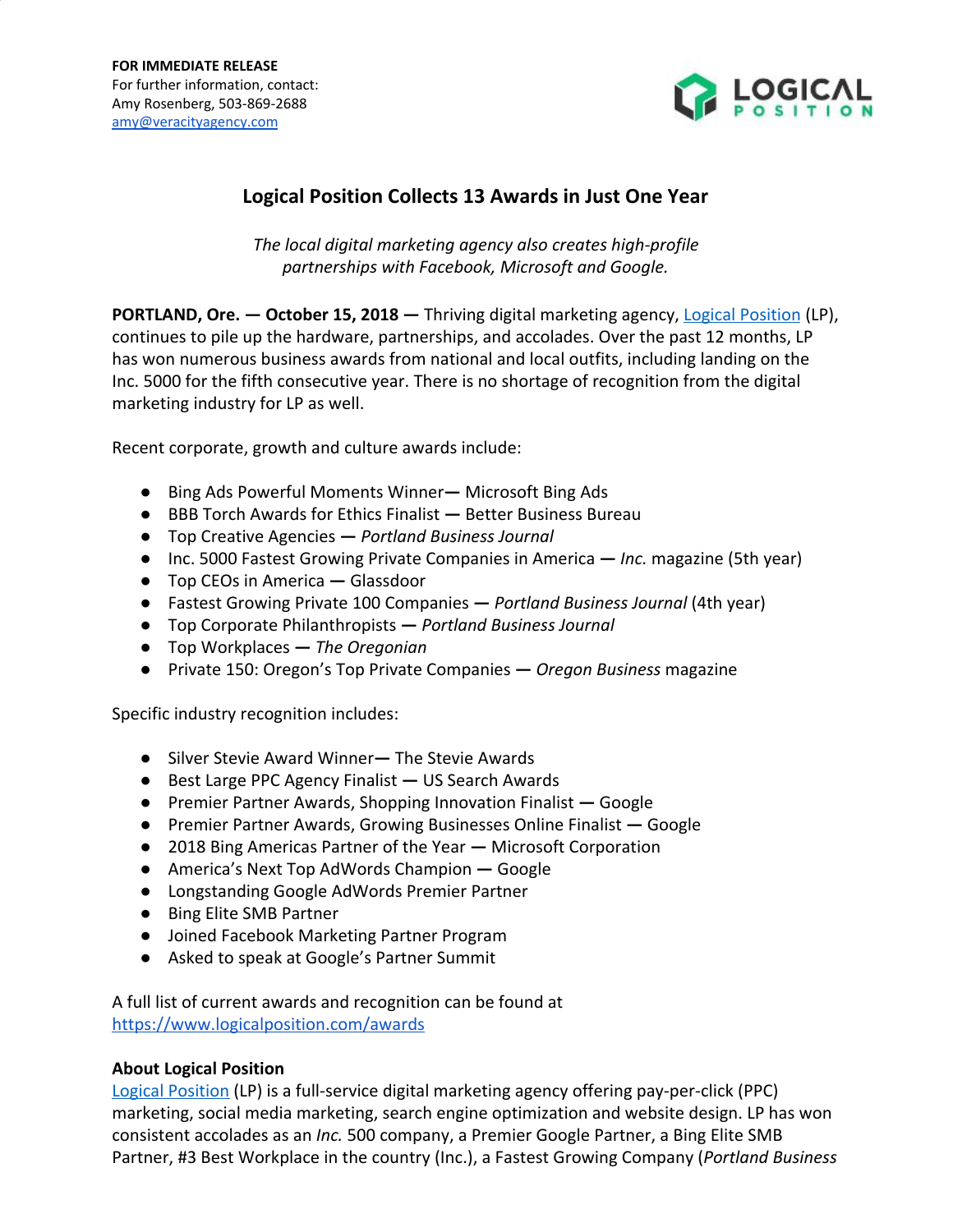**FOR IMMEDIATE RELEASE**
For further information, contact:
Amy Rosenberg, 503-869-2688
amy@veracityagency.com

LOGICAL POSITION

# Logical Position Collects 13 Awards in Just One Year

*The local digital marketing agency also creates high-profile partnerships with Facebook, Microsoft and Google.*

**PORTLAND, Ore. — October 15, 2018 —** Thriving digital marketing agency, Logical Position (LP), continues to pile up the hardware, partnerships, and accolades. Over the past 12 months, LP has won numerous business awards from national and local outfits, including landing on the Inc. 5000 for the fifth consecutive year. There is no shortage of recognition from the digital marketing industry for LP as well.

Recent corporate, growth and culture awards include:

- Bing Ads Powerful Moments Winner— Microsoft Bing Ads
- BBB Torch Awards for Ethics Finalist — Better Business Bureau
- Top Creative Agencies — *Portland Business Journal*
- Inc. 5000 Fastest Growing Private Companies in America — *Inc.* magazine (5th year)
- Top CEOs in America — Glassdoor
- Fastest Growing Private 100 Companies — *Portland Business Journal* (4th year)
- Top Corporate Philanthropists — *Portland Business Journal*
- Top Workplaces — *The Oregonian*
- Private 150: Oregon's Top Private Companies — *Oregon Business* magazine

Specific industry recognition includes:

- Silver Stevie Award Winner— The Stevie Awards
- Best Large PPC Agency Finalist — US Search Awards
- Premier Partner Awards, Shopping Innovation Finalist — Google
- Premier Partner Awards, Growing Businesses Online Finalist — Google
- 2018 Bing Americas Partner of the Year — Microsoft Corporation
- America's Next Top AdWords Champion — Google
- Longstanding Google AdWords Premier Partner
- Bing Elite SMB Partner
- Joined Facebook Marketing Partner Program
- Asked to speak at Google's Partner Summit

A full list of current awards and recognition can be found at https://www.logicalposition.com/awards

**About Logical Position**
Logical Position (LP) is a full-service digital marketing agency offering pay-per-click (PPC) marketing, social media marketing, search engine optimization and website design. LP has won consistent accolades as an *Inc.* 500 company, a Premier Google Partner, a Bing Elite SMB Partner, #3 Best Workplace in the country (Inc.), a Fastest Growing Company (*Portland Business*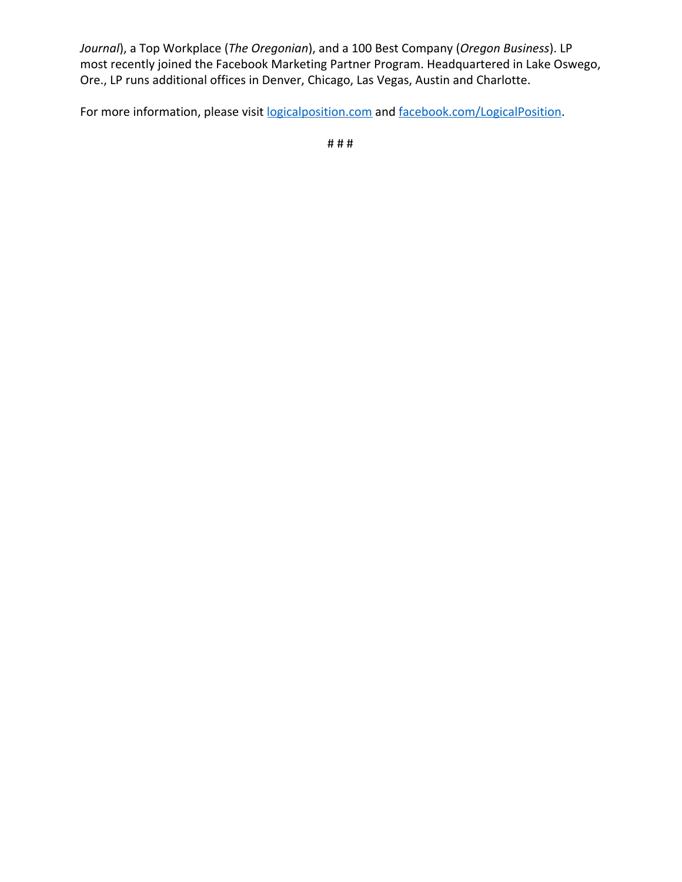*Journal*), a Top Workplace (*The Oregonian*), and a 100 Best Company (*Oregon Business*). LP most recently joined the Facebook Marketing Partner Program. Headquartered in Lake Oswego, Ore., LP runs additional offices in Denver, Chicago, Las Vegas, Austin and Charlotte.

For more information, please visit [logicalposition.com](logicalposition.com) and [facebook.com/LogicalPosition](facebook.com/LogicalPosition).

# # #